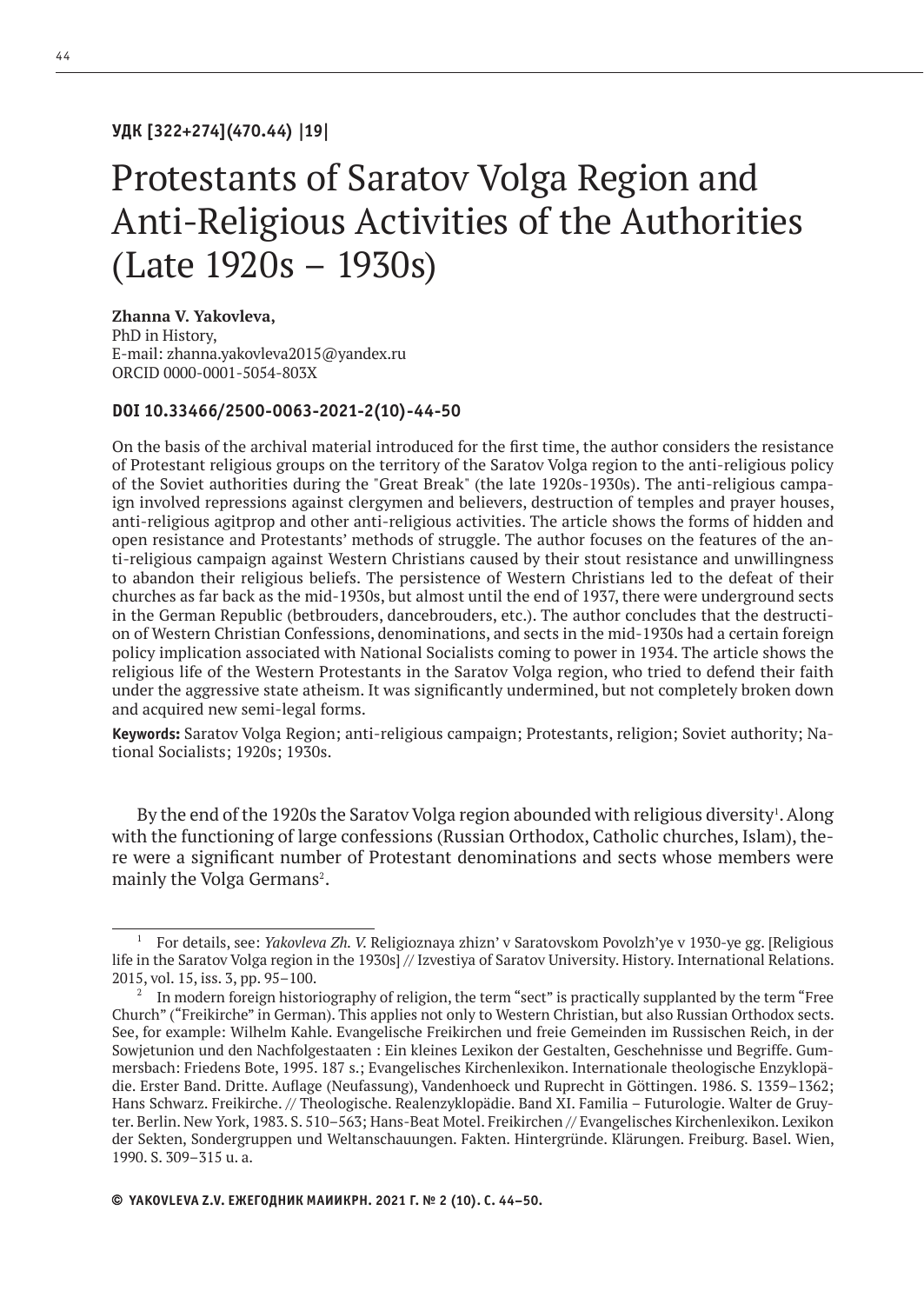**УДК [322+274](470.44) |19|**

# Protestants of Saratov Volga Region and Anti-Religious Activities of the Authorities (Late 1920s – 1930s)

**Zhanna V. Yakovleva,**
PhD in History,
E-mail: zhanna.yakovleva2015@yandex.ru
ORCID 0000-0001-5054-803X

**DOI 10.33466/2500-0063-2021-2(10)-44-50**

On the basis of the archival material introduced for the first time, the author considers the resistance of Protestant religious groups on the territory of the Saratov Volga region to the anti-religious policy of the Soviet authorities during the "Great Break" (the late 1920s-1930s). The anti-religious campaign involved repressions against clergymen and believers, destruction of temples and prayer houses, anti-religious agitprop and other anti-religious activities. The article shows the forms of hidden and open resistance and Protestants' methods of struggle. The author focuses on the features of the anti-religious campaign against Western Christians caused by their stout resistance and unwillingness to abandon their religious beliefs. The persistence of Western Christians led to the defeat of their churches as far back as the mid-1930s, but almost until the end of 1937, there were underground sects in the German Republic (betbrouders, dancebrouders, etc.). The author concludes that the destruction of Western Christian Confessions, denominations, and sects in the mid-1930s had a certain foreign policy implication associated with National Socialists coming to power in 1934. The article shows the religious life of the Western Protestants in the Saratov Volga region, who tried to defend their faith under the aggressive state atheism. It was significantly undermined, but not completely broken down and acquired new semi-legal forms.

**Keywords:** Saratov Volga Region; anti-religious campaign; Protestants, religion; Soviet authority; National Socialists; 1920s; 1930s.

By the end of the 1920s the Saratov Volga region abounded with religious diversity[1]. Along with the functioning of large confessions (Russian Orthodox, Catholic churches, Islam), there were a significant number of Protestant denominations and sects whose members were mainly the Volga Germans[2].

---

[1] For details, see: *Yakovleva Zh. V.* Religioznaya zhizn' v Saratovskom Povolzh'ye v 1930-ye gg. [Religious life in the Saratov Volga region in the 1930s] // Izvestiya of Saratov University. History. International Relations. 2015, vol. 15, iss. 3, pp. 95–100.

[2] In modern foreign historiography of religion, the term "sect" is practically supplanted by the term "Free Church" ("Freikirche" in German). This applies not only to Western Christian, but also Russian Orthodox sects. See, for example: Wilhelm Kahle. Evangelische Freikirchen und freie Gemeinden im Russischen Reich, in der Sowjetunion und den Nachfolgestaaten : Ein kleines Lexikon der Gestalten, Geschehnisse und Begriffe. Gummersbach: Friedens Bote, 1995. 187 s.; Evangelisches Kirchenlexikon. Internationale theologische Enzyklopädie. Erster Band. Dritte. Auflage (Neufassung), Vandenhoeck und Ruprecht in Göttingen. 1986. S. 1359–1362; Hans Schwarz. Freikirche. // Theologische. Realenzyklopädie. Band XI. Familia – Futurologie. Walter de Gruyter. Berlin. New York, 1983. S. 510–563; Hans-Beat Motel. Freikirchen // Evangelisches Kirchenlexikon. Lexikon der Sekten, Sondergruppen und Weltanschauungen. Fakten. Hintergründe. Klärungen. Freiburg. Basel. Wien, 1990. S. 309–315 u. a.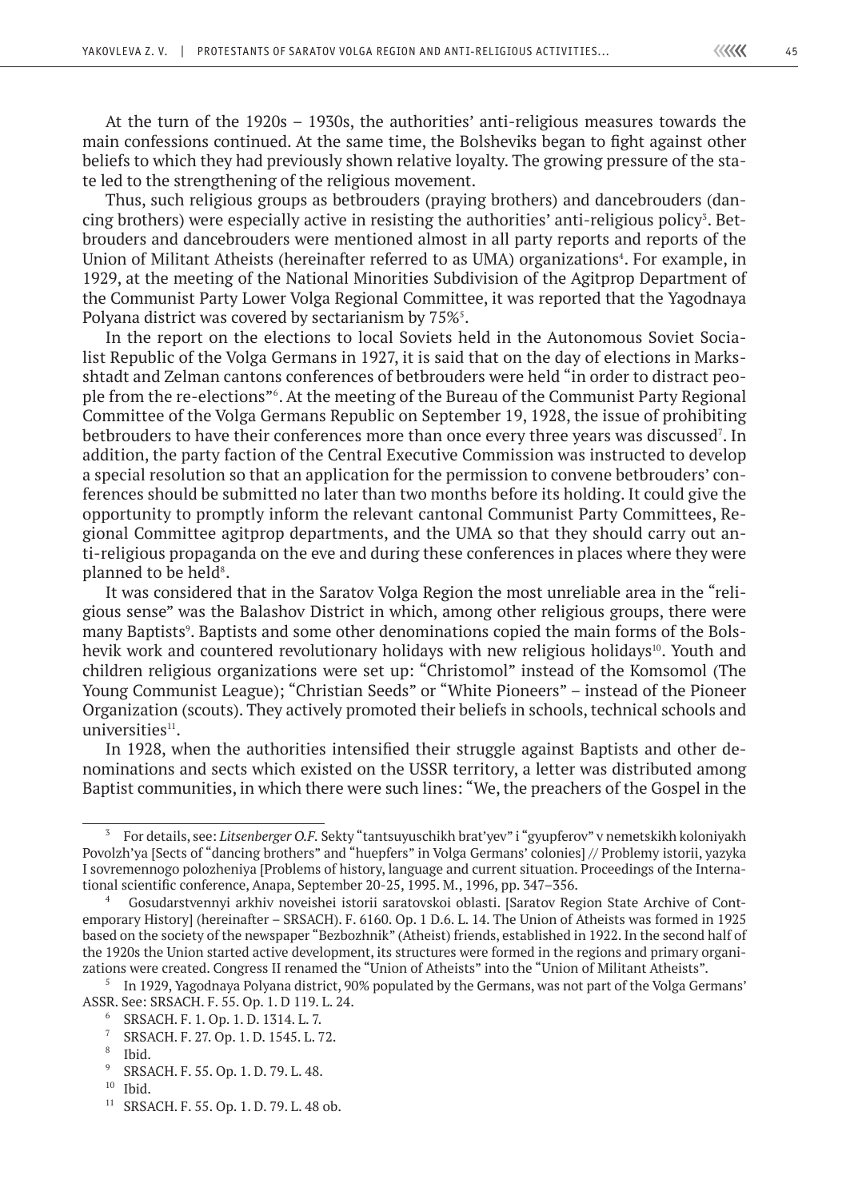At the turn of the 1920s – 1930s, the authorities' anti-religious measures towards the main confessions continued. At the same time, the Bolsheviks began to fight against other beliefs to which they had previously shown relative loyalty. The growing pressure of the state led to the strengthening of the religious movement.

Thus, such religious groups as betbrouders (praying brothers) and dancebrouders (dancing brothers) were especially active in resisting the authorities' anti-religious policy[3]. Betbrouders and dancebrouders were mentioned almost in all party reports and reports of the Union of Militant Atheists (hereinafter referred to as UMA) organizations[4]. For example, in 1929, at the meeting of the National Minorities Subdivision of the Agitprop Department of the Communist Party Lower Volga Regional Committee, it was reported that the Yagodnaya Polyana district was covered by sectarianism by 75%[5].

In the report on the elections to local Soviets held in the Autonomous Soviet Socialist Republic of the Volga Germans in 1927, it is said that on the day of elections in Marksshtadt and Zelman cantons conferences of betbrouders were held "in order to distract people from the re-elections"[6]. At the meeting of the Bureau of the Communist Party Regional Committee of the Volga Germans Republic on September 19, 1928, the issue of prohibiting betbrouders to have their conferences more than once every three years was discussed[7]. In addition, the party faction of the Central Executive Commission was instructed to develop a special resolution so that an application for the permission to convene betbrouders' conferences should be submitted no later than two months before its holding. It could give the opportunity to promptly inform the relevant cantonal Communist Party Committees, Regional Committee agitprop departments, and the UMA so that they should carry out anti-religious propaganda on the eve and during these conferences in places where they were planned to be held[8].

It was considered that in the Saratov Volga Region the most unreliable area in the "religious sense" was the Balashov District in which, among other religious groups, there were many Baptists[9]. Baptists and some other denominations copied the main forms of the Bolshevik work and countered revolutionary holidays with new religious holidays[10]. Youth and children religious organizations were set up: "Christomol" instead of the Komsomol (The Young Communist League); "Christian Seeds" or "White Pioneers" – instead of the Pioneer Organization (scouts). They actively promoted their beliefs in schools, technical schools and universities[11].

In 1928, when the authorities intensified their struggle against Baptists and other denominations and sects which existed on the USSR territory, a letter was distributed among Baptist communities, in which there were such lines: "We, the preachers of the Gospel in the

---

[3] For details, see: *Litsenberger O.F.* Sekty "tantsuyuschikh brat'yev" i "gyupferov" v nemetskikh koloniyakh Povolzh'ya [Sects of "dancing brothers" and "huepfers" in Volga Germans' colonies] // Problemy istorii, yazyka I sovremennogo polozheniya [Problems of history, language and current situation. Proceedings of the International scientific conference, Anapa, September 20-25, 1995. M., 1996, pp. 347–356.

[4] Gosudarstvennyi arkhiv noveishei istorii saratovskoi oblasti. [Saratov Region State Archive of Contemporary History] (hereinafter – SRSACH). F. 6160. Op. 1 D.6. L. 14. The Union of Atheists was formed in 1925 based on the society of the newspaper "Bezbozhnik" (Atheist) friends, established in 1922. In the second half of the 1920s the Union started active development, its structures were formed in the regions and primary organizations were created. Congress II renamed the "Union of Atheists" into the "Union of Militant Atheists".

[5] In 1929, Yagodnaya Polyana district, 90% populated by the Germans, was not part of the Volga Germans' ASSR. See: SRSACH. F. 55. Op. 1. D 119. L. 24.

[6] SRSACH. F. 1. Op. 1. D. 1314. L. 7.

[7] SRSACH. F. 27. Op. 1. D. 1545. L. 72.

[8] Ibid.

[9] SRSACH. F. 55. Op. 1. D. 79. L. 48.

[10] Ibid.

[11] SRSACH. F. 55. Op. 1. D. 79. L. 48 ob.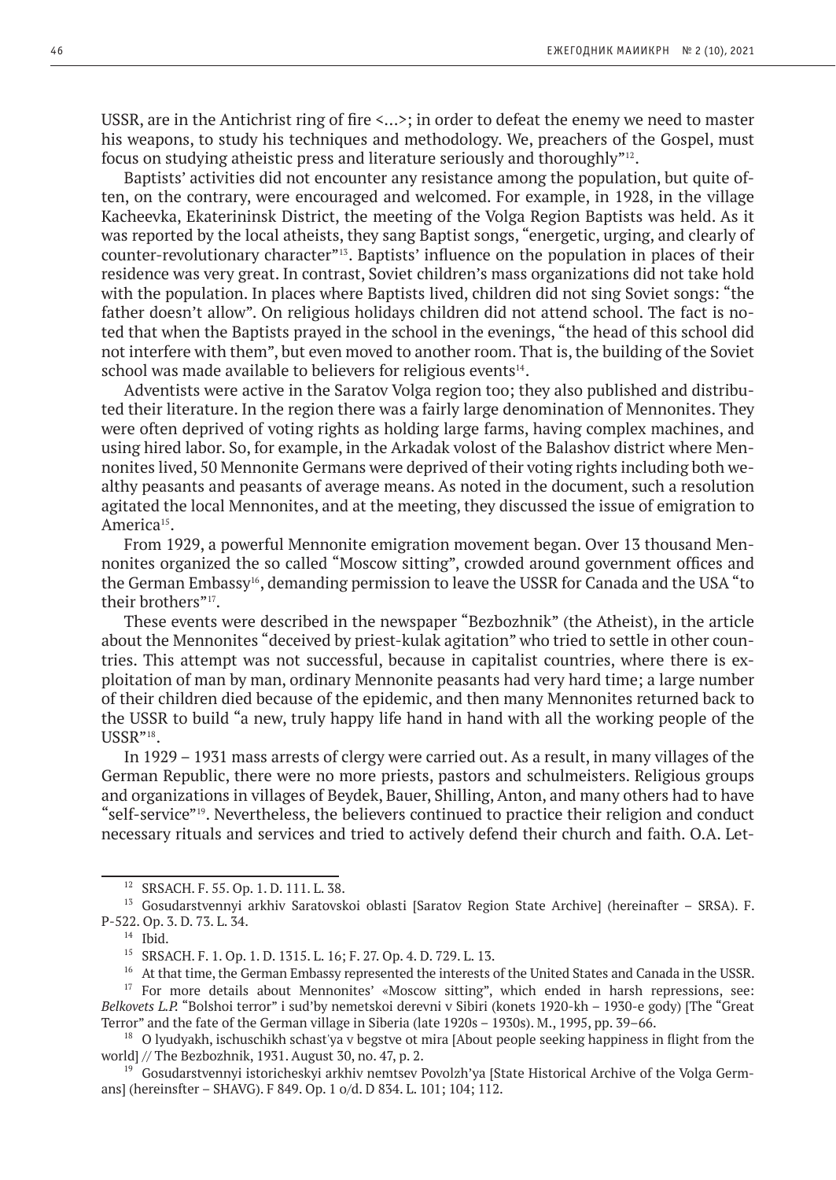USSR, are in the Antichrist ring of fire <...>; in order to defeat the enemy we need to master his weapons, to study his techniques and methodology. We, preachers of the Gospel, must focus on studying atheistic press and literature seriously and thoroughly"[12].

Baptists' activities did not encounter any resistance among the population, but quite often, on the contrary, were encouraged and welcomed. For example, in 1928, in the village Kacheevka, Ekaterininsk District, the meeting of the Volga Region Baptists was held. As it was reported by the local atheists, they sang Baptist songs, "energetic, urging, and clearly of counter-revolutionary character"[13]. Baptists' influence on the population in places of their residence was very great. In contrast, Soviet children's mass organizations did not take hold with the population. In places where Baptists lived, children did not sing Soviet songs: "the father doesn't allow". On religious holidays children did not attend school. The fact is noted that when the Baptists prayed in the school in the evenings, "the head of this school did not interfere with them", but even moved to another room. That is, the building of the Soviet school was made available to believers for religious events[14].

Adventists were active in the Saratov Volga region too; they also published and distributed their literature. In the region there was a fairly large denomination of Mennonites. They were often deprived of voting rights as holding large farms, having complex machines, and using hired labor. So, for example, in the Arkadak volost of the Balashov district where Mennonites lived, 50 Mennonite Germans were deprived of their voting rights including both wealthy peasants and peasants of average means. As noted in the document, such a resolution agitated the local Mennonites, and at the meeting, they discussed the issue of emigration to America[15].

From 1929, a powerful Mennonite emigration movement began. Over 13 thousand Mennonites organized the so called "Moscow sitting", crowded around government offices and the German Embassy[16], demanding permission to leave the USSR for Canada and the USA "to their brothers"[17].

These events were described in the newspaper "Bezbozhnik" (the Atheist), in the article about the Mennonites "deceived by priest-kulak agitation" who tried to settle in other countries. This attempt was not successful, because in capitalist countries, where there is exploitation of man by man, ordinary Mennonite peasants had very hard time; a large number of their children died because of the epidemic, and then many Mennonites returned back to the USSR to build "a new, truly happy life hand in hand with all the working people of the USSR"[18].

In 1929 – 1931 mass arrests of clergy were carried out. As a result, in many villages of the German Republic, there were no more priests, pastors and schulmeisters. Religious groups and organizations in villages of Beydek, Bauer, Shilling, Anton, and many others had to have "self-service"[19]. Nevertheless, the believers continued to practice their religion and conduct necessary rituals and services and tried to actively defend their church and faith. O.A. Let-

---

[12] SRSACH. F. 55. Op. 1. D. 111. L. 38.

[13] Gosudarstvennyi arkhiv Saratovskoi oblasti [Saratov Region State Archive] (hereinafter – SRSA). F. P-522. Op. 3. D. 73. L. 34.

[14] Ibid.

[15] SRSACH. F. 1. Op. 1. D. 1315. L. 16; F. 27. Op. 4. D. 729. L. 13.

[16] At that time, the German Embassy represented the interests of the United States and Canada in the USSR.

[17] For more details about Mennonites' «Moscow sitting», which ended in harsh repressions, see: *Belkovets L.P.* "Bolshoi terror" i sud'by nemetskoi derevni v Sibiri (konets 1920-kh – 1930-e gody) [The "Great Terror" and the fate of the German village in Siberia (late 1920s – 1930s). M., 1995, pp. 39–66.

[18] O lyudyakh, ischuschikh schast'ya v begstve ot mira [About people seeking happiness in flight from the world] // The Bezbozhnik, 1931. August 30, no. 47, p. 2.

[19] Gosudarstvennyi istoricheskyi arkhiv nemtsev Povolzh'ya [State Historical Archive of the Volga Germans] (hereinsfter – SHAVG). F 849. Op. 1 o/d. D 834. L. 101; 104; 112.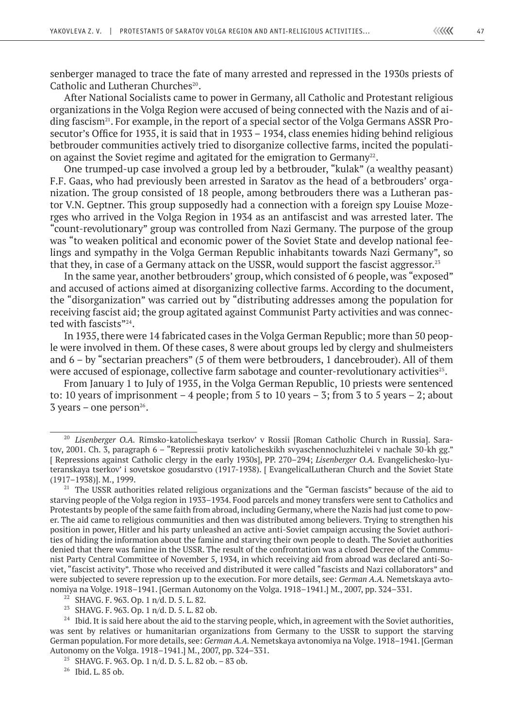senberger managed to trace the fate of many arrested and repressed in the 1930s priests of Catholic and Lutheran Churches[20].

After National Socialists came to power in Germany, all Catholic and Protestant religious organizations in the Volga Region were accused of being connected with the Nazis and of aiding fascism[21]. For example, in the report of a special sector of the Volga Germans ASSR Prosecutor's Office for 1935, it is said that in 1933 – 1934, class enemies hiding behind religious betbrouder communities actively tried to disorganize collective farms, incited the population against the Soviet regime and agitated for the emigration to Germany[22].

One trumped-up case involved a group led by a betbrouder, "kulak" (a wealthy peasant) F.F. Gaas, who had previously been arrested in Saratov as the head of a betbrouders' organization. The group consisted of 18 people, among betbrouders there was a Lutheran pastor V.N. Geptner. This group supposedly had a connection with a foreign spy Louise Mozerges who arrived in the Volga Region in 1934 as an antifascist and was arrested later. The "count-revolutionary" group was controlled from Nazi Germany. The purpose of the group was "to weaken political and economic power of the Soviet State and develop national feelings and sympathy in the Volga German Republic inhabitants towards Nazi Germany", so that they, in case of a Germany attack on the USSR, would support the fascist aggressor.[23]

In the same year, another betbrouders' group, which consisted of 6 people, was "exposed" and accused of actions aimed at disorganizing collective farms. According to the document, the "disorganization" was carried out by "distributing addresses among the population for receiving fascist aid; the group agitated against Communist Party activities and was connected with fascists"[24].

In 1935, there were 14 fabricated cases in the Volga German Republic; more than 50 people were involved in them. Of these cases, 8 were about groups led by clergy and shulmeisters and 6 – by "sectarian preachers" (5 of them were betbrouders, 1 dancebrouder). All of them were accused of espionage, collective farm sabotage and counter-revolutionary activities[25].

From January 1 to July of 1935, in the Volga German Republic, 10 priests were sentenced to: 10 years of imprisonment – 4 people; from 5 to 10 years – 3; from 3 to 5 years – 2; about 3 years – one person[26].

---

[20] *Lisenberger O.A.* Rimsko-katolicheskaya tserkov' v Rossii [Roman Catholic Church in Russia]. Saratov, 2001. Ch. 3, paragraph 6 – "Repressii protiv katolicheskikh svyaschennocluzhitelei v nachale 30-kh gg." [ Repressions against Catholic clergy in the early 1930s], PP. 270–294; *Lisenberger O.A.* Evangelichesko-lyuteranskaya tserkov' i sovetskoe gosudarstvo (1917-1938). [ EvangelicalLutheran Church and the Soviet State (1917–1938)]. M., 1999.

[21] The USSR authorities related religious organizations and the "German fascists" because of the aid to starving people of the Volga region in 1933–1934. Food parcels and money transfers were sent to Catholics and Protestants by people of the same faith from abroad, including Germany, where the Nazis had just come to power. The aid came to religious communities and then was distributed among believers. Trying to strengthen his position in power, Hitler and his party unleashed an active anti-Soviet campaign accusing the Soviet authorities of hiding the information about the famine and starving their own people to death. The Soviet authorities denied that there was famine in the USSR. The result of the confrontation was a closed Decree of the Communist Party Central Committee of November 5, 1934, in which receiving aid from abroad was declared anti-Soviet, "fascist activity". Those who received and distributed it were called "fascists and Nazi collaborators" and were subjected to severe repression up to the execution. For more details, see: *German A.A.* Nemetskaya avtonomiya na Volge. 1918–1941. [German Autonomy on the Volga. 1918–1941.] M., 2007, pp. 324–331.

[22] SHAVG. F. 963. Op. 1 n/d. D. 5. L. 82.

[23] SHAVG. F. 963. Op. 1 n/d. D. 5. L. 82 ob.

[24] Ibid. It is said here about the aid to the starving people, which, in agreement with the Soviet authorities, was sent by relatives or humanitarian organizations from Germany to the USSR to support the starving German population. For more details, see: *German A.A.* Nemetskaya avtonomiya na Volge. 1918–1941. [German Autonomy on the Volga. 1918–1941.] M., 2007, pp. 324–331.

[25] SHAVG. F. 963. Op. 1 n/d. D. 5. L. 82 ob. – 83 ob.

[26] Ibid. L. 85 ob.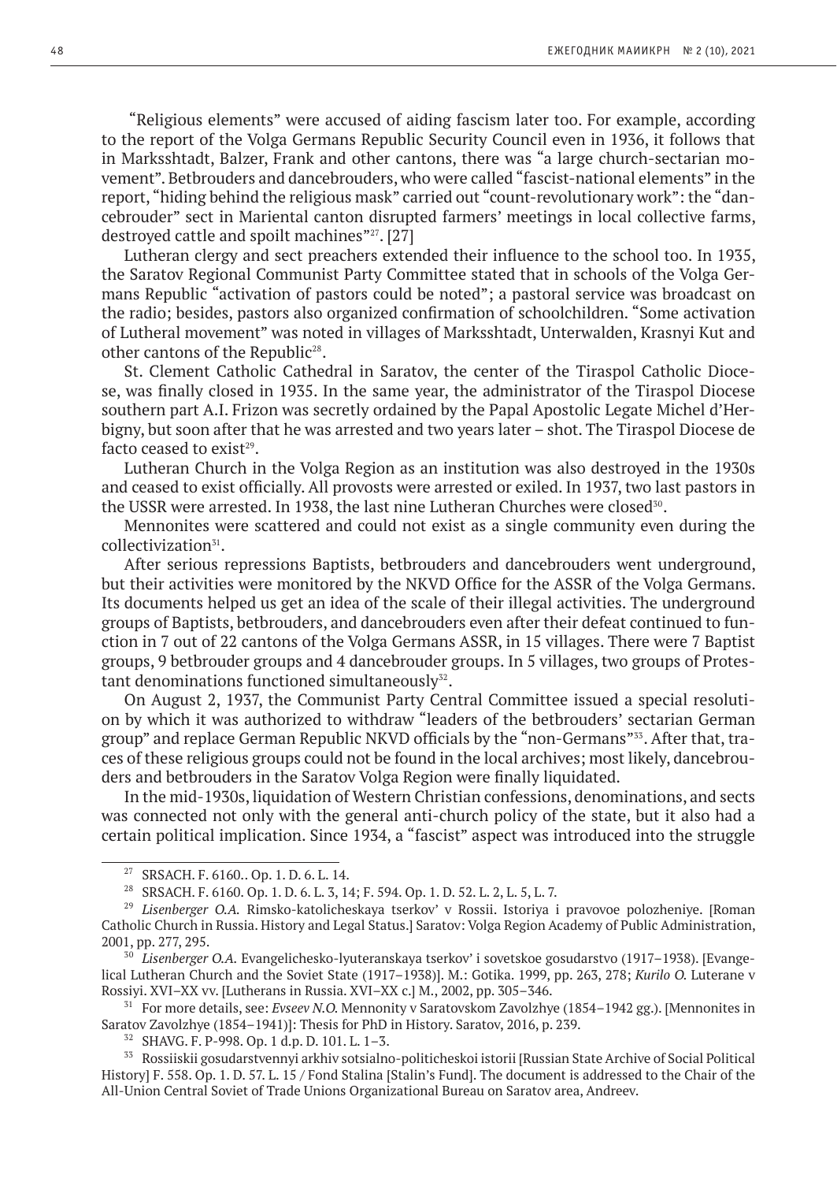"Religious elements" were accused of aiding fascism later too. For example, according to the report of the Volga Germans Republic Security Council even in 1936, it follows that in Marksshtadt, Balzer, Frank and other cantons, there was "a large church-sectarian movement". Betbrouders and dancebrouders, who were called "fascist-national elements" in the report, "hiding behind the religious mask" carried out "count-revolutionary work": the "dancebrouder" sect in Mariental canton disrupted farmers' meetings in local collective farms, destroyed cattle and spoilt machines"[27]. [27]

Lutheran clergy and sect preachers extended their influence to the school too. In 1935, the Saratov Regional Communist Party Committee stated that in schools of the Volga Germans Republic "activation of pastors could be noted"; a pastoral service was broadcast on the radio; besides, pastors also organized confirmation of schoolchildren. "Some activation of Lutheral movement" was noted in villages of Marksshtadt, Unterwalden, Krasnyi Kut and other cantons of the Republic[28].

St. Clement Catholic Cathedral in Saratov, the center of the Tiraspol Catholic Diocese, was finally closed in 1935. In the same year, the administrator of the Tiraspol Diocese southern part A.I. Frizon was secretly ordained by the Papal Apostolic Legate Michel d'Herbigny, but soon after that he was arrested and two years later – shot. The Tiraspol Diocese de facto ceased to exist[29].

Lutheran Church in the Volga Region as an institution was also destroyed in the 1930s and ceased to exist officially. All provosts were arrested or exiled. In 1937, two last pastors in the USSR were arrested. In 1938, the last nine Lutheran Churches were closed[30].

Mennonites were scattered and could not exist as a single community even during the collectivization[31].

After serious repressions Baptists, betbrouders and dancebrouders went underground, but their activities were monitored by the NKVD Office for the ASSR of the Volga Germans. Its documents helped us get an idea of the scale of their illegal activities. The underground groups of Baptists, betbrouders, and dancebrouders even after their defeat continued to function in 7 out of 22 cantons of the Volga Germans ASSR, in 15 villages. There were 7 Baptist groups, 9 betbrouder groups and 4 dancebrouder groups. In 5 villages, two groups of Protestant denominations functioned simultaneously[32].

On August 2, 1937, the Communist Party Central Committee issued a special resolution by which it was authorized to withdraw "leaders of the betbrouders' sectarian German group" and replace German Republic NKVD officials by the "non-Germans"[33]. After that, traces of these religious groups could not be found in the local archives; most likely, dancebrouders and betbrouders in the Saratov Volga Region were finally liquidated.

In the mid-1930s, liquidation of Western Christian confessions, denominations, and sects was connected not only with the general anti-church policy of the state, but it also had a certain political implication. Since 1934, a "fascist" aspect was introduced into the struggle

---

[27] SRSACH. F. 6160.. Op. 1. D. 6. L. 14.

[28] SRSACH. F. 6160. Op. 1. D. 6. L. 3, 14; F. 594. Op. 1. D. 52. L. 2, L. 5, L. 7.

[29] *Lisenberger O.A.* Rimsko-katolicheskaya tserkov' v Rossii. Istoriya i pravovoe polozheniye. [Roman Catholic Church in Russia. History and Legal Status.] Saratov: Volga Region Academy of Public Administration, 2001, pp. 277, 295.

[30] *Lisenberger O.A.* Evangelichesko-lyuteranskaya tserkov' i sovetskoe gosudarstvo (1917–1938). [Evangelical Lutheran Church and the Soviet State (1917–1938)]. M.: Gotika. 1999, pp. 263, 278; *Kurilo O.* Luterane v Rossiyi. XVI–XX vv. [Lutherans in Russia. XVI–XX c.] M., 2002, pp. 305–346.

[31] For more details, see: *Evseev N.O.* Mennonity v Saratovskom Zavolzhye (1854–1942 gg.). [Mennonites in Saratov Zavolzhye (1854–1941)]: Thesis for PhD in History. Saratov, 2016, p. 239.

[32] SHAVG. F. P-998. Op. 1 d.p. D. 101. L. 1–3.

[33] Rossiiskii gosudarstvennyi arkhiv sotsialno-politicheskoi istorii [Russian State Archive of Social Political History] F. 558. Op. 1. D. 57. L. 15 / Fond Stalina [Stalin's Fund]. The document is addressed to the Chair of the All-Union Central Soviet of Trade Unions Organizational Bureau on Saratov area, Andreev.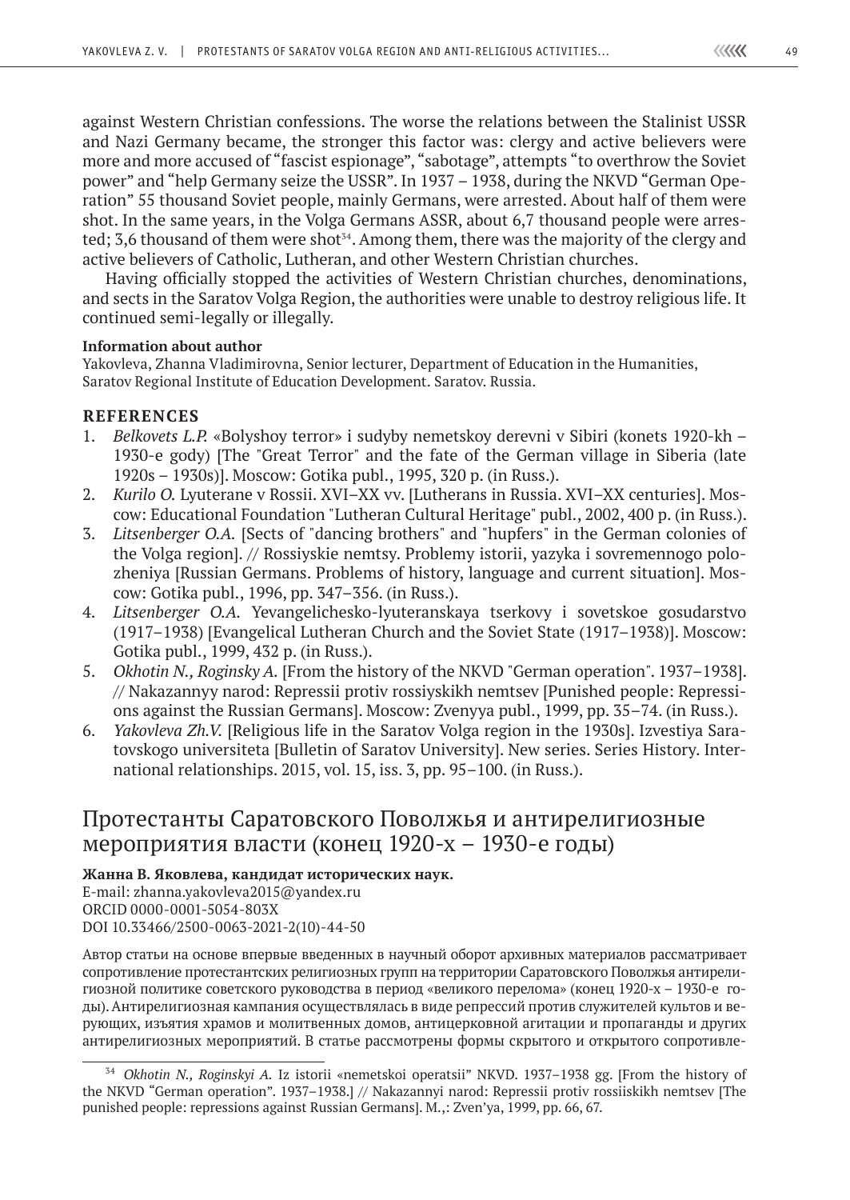against Western Christian confessions. The worse the relations between the Stalinist USSR and Nazi Germany became, the stronger this factor was: clergy and active believers were more and more accused of "fascist espionage", "sabotage", attempts "to overthrow the Soviet power" and "help Germany seize the USSR". In 1937 – 1938, during the NKVD "German Operation" 55 thousand Soviet people, mainly Germans, were arrested. About half of them were shot. In the same years, in the Volga Germans ASSR, about 6,7 thousand people were arrested; 3,6 thousand of them were shot[34]. Among them, there was the majority of the clergy and active believers of Catholic, Lutheran, and other Western Christian churches.

Having officially stopped the activities of Western Christian churches, denominations, and sects in the Saratov Volga Region, the authorities were unable to destroy religious life. It continued semi-legally or illegally.

**Information about author**

Yakovleva, Zhanna Vladimirovna, Senior lecturer, Department of Education in the Humanities, Saratov Regional Institute of Education Development. Saratov. Russia.

## REFERENCES

1. *Belkovets L.P.* «Bolyshoy terror» i sudyby nemetskoy derevni v Sibiri (konets 1920-kh – 1930-e gody) [The "Great Terror" and the fate of the German village in Siberia (late 1920s – 1930s)]. Moscow: Gotika publ., 1995, 320 p. (in Russ.).
2. *Kurilo O.* Lyuterane v Rossii. XVI–XX vv. [Lutherans in Russia. XVI–XX centuries]. Moscow: Educational Foundation "Lutheran Cultural Heritage" publ., 2002, 400 p. (in Russ.).
3. *Litsenberger O.A.* [Sects of "dancing brothers" and "hupfers" in the German colonies of the Volga region]. // Rossiyskie nemtsy. Problemy istorii, yazyka i sovremennogo polozheniya [Russian Germans. Problems of history, language and current situation]. Moscow: Gotika publ., 1996, pp. 347–356. (in Russ.).
4. *Litsenberger O.A.* Yevangelichesko-lyuteranskaya tserkovy i sovetskoe gosudarstvo (1917–1938) [Evangelical Lutheran Church and the Soviet State (1917–1938)]. Moscow: Gotika publ., 1999, 432 p. (in Russ.).
5. *Okhotin N., Roginsky A.* [From the history of the NKVD "German operation". 1937–1938]. // Nakazannyy narod: Repressii protiv rossiyskikh nemtsev [Punished people: Repressions against the Russian Germans]. Moscow: Zvenyya publ., 1999, pp. 35–74. (in Russ.).
6. *Yakovleva Zh.V.* [Religious life in the Saratov Volga region in the 1930s]. Izvestiya Saratovskogo universiteta [Bulletin of Saratov University]. New series. Series History. International relationships. 2015, vol. 15, iss. 3, pp. 95–100. (in Russ.).

# Протестанты Саратовского Поволжья и антирелигиозные мероприятия власти (конец 1920-х – 1930-е годы)

**Жанна В. Яковлева, кандидат исторических наук.**

E-mail: zhanna.yakovleva2015@yandex.ru

ORCID 0000-0001-5054-803X

DOI 10.33466/2500-0063-2021-2(10)-44-50

Автор статьи на основе впервые введенных в научный оборот архивных материалов рассматривает сопротивление протестантских религиозных групп на территории Саратовского Поволжья антирелигиозной политике советского руководства в период «великого перелома» (конец 1920-х – 1930-е годы). Антирелигиозная кампания осуществлялась в виде репрессий против служителей культов и верующих, изъятия храмов и молитвенных домов, антицерковной агитации и пропаганды и других антирелигиозных мероприятий. В статье рассмотрены формы скрытого и открытого сопротивле-

[34] *Okhotin N., Roginskyi A.* Iz istorii «nemetskoi operatsii" NKVD. 1937–1938 gg. [From the history of the NKVD "German operation". 1937–1938.] // Nakazannyi narod: Repressii protiv rossiiskikh nemtsev [The punished people: repressions against Russian Germans]. M.,: Zven'ya, 1999, pp. 66, 67.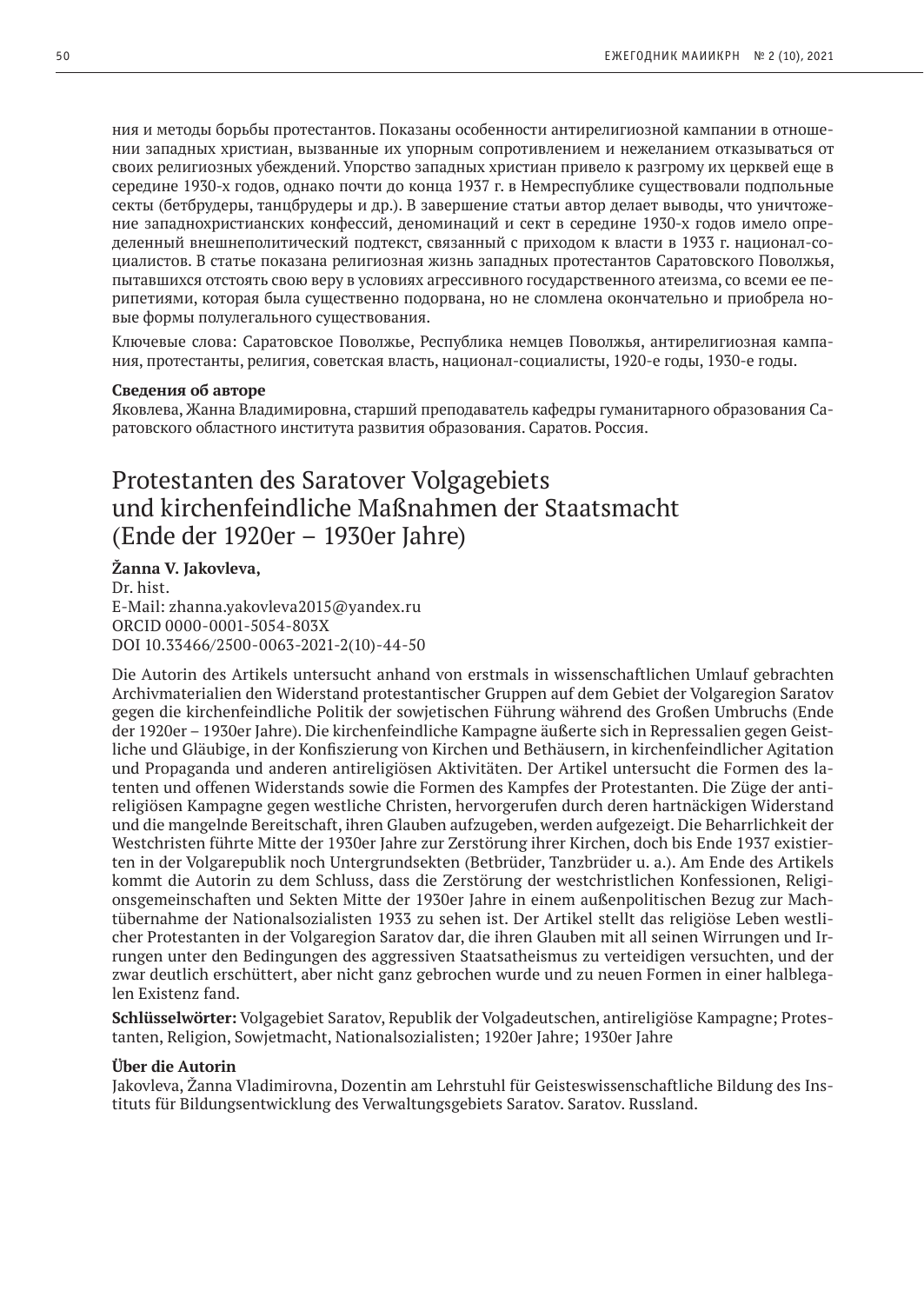ния и методы борьбы протестантов. Показаны особенности антирелигиозной кампании в отношении западных христиан, вызванные их упорным сопротивлением и нежеланием отказываться от своих религиозных убеждений. Упорство западных христиан привело к разгрому их церквей еще в середине 1930-х годов, однако почти до конца 1937 г. в Немреспублике существовали подпольные секты (бетбрудеры, танцбрудеры и др.). В завершение статьи автор делает выводы, что уничтожение западнохристианских конфессий, деноминаций и сект в середине 1930-х годов имело определенный внешнеполитический подтекст, связанный с приходом к власти в 1933 г. национал-социалистов. В статье показана религиозная жизнь западных протестантов Саратовского Поволжья, пытавшихся отстоять свою веру в условиях агрессивного государственного атеизма, со всеми ее перипетиями, которая была существенно подорвана, но не сломлена окончательно и приобрела новые формы полулегального существования.

Ключевые слова: Саратовское Поволжье, Республика немцев Поволжья, антирелигиозная кампания, протестанты, религия, советская власть, национал-социалисты, 1920-е годы, 1930-е годы.

**Сведения об авторе**

Яковлева, Жанна Владимировна, старший преподаватель кафедры гуманитарного образования Саратовского областного института развития образования. Саратов. Россия.

# Protestanten des Saratover Volgagebiets und kirchenfeindliche Maßnahmen der Staatsmacht (Ende der 1920er – 1930er Jahre)

**Žanna V. Jakovleva,**

Dr. hist.
E-Mail: zhanna.yakovleva2015@yandex.ru
ORCID 0000-0001-5054-803X
DOI 10.33466/2500-0063-2021-2(10)-44-50

Die Autorin des Artikels untersucht anhand von erstmals in wissenschaftlichen Umlauf gebrachten Archivmaterialien den Widerstand protestantischer Gruppen auf dem Gebiet der Volgaregion Saratov gegen die kirchenfeindliche Politik der sowjetischen Führung während des Großen Umbruchs (Ende der 1920er – 1930er Jahre). Die kirchenfeindliche Kampagne äußerte sich in Repressalien gegen Geistliche und Gläubige, in der Konfiszierung von Kirchen und Bethäusern, in kirchenfeindlicher Agitation und Propaganda und anderen antireligiösen Aktivitäten. Der Artikel untersucht die Formen des latenten und offenen Widerstands sowie die Formen des Kampfes der Protestanten. Die Züge der antireligiösen Kampagne gegen westliche Christen, hervorgerufen durch deren hartnäckigen Widerstand und die mangelnde Bereitschaft, ihren Glauben aufzugeben, werden aufgezeigt. Die Beharrlichkeit der Westchristen führte Mitte der 1930er Jahre zur Zerstörung ihrer Kirchen, doch bis Ende 1937 existierten in der Volgarepublik noch Untergrundsekten (Betbrüder, Tanzbrüder u. a.). Am Ende des Artikels kommt die Autorin zu dem Schluss, dass die Zerstörung der westchristlichen Konfessionen, Religionsgemeinschaften und Sekten Mitte der 1930er Jahre in einem außenpolitischen Bezug zur Machtübernahme der Nationalsozialisten 1933 zu sehen ist. Der Artikel stellt das religiöse Leben westlicher Protestanten in der Volgaregion Saratov dar, die ihren Glauben mit all seinen Wirrungen und Irrungen unter den Bedingungen des aggressiven Staatsatheismus zu verteidigen versuchten, und der zwar deutlich erschüttert, aber nicht ganz gebrochen wurde und zu neuen Formen in einer halblegalen Existenz fand.

**Schlüsselwörter:** Volgagebiet Saratov, Republik der Volgadeutschen, antireligiöse Kampagne; Protestanten, Religion, Sowjetmacht, Nationalsozialisten; 1920er Jahre; 1930er Jahre

**Über die Autorin**

Jakovleva, Žanna Vladimirovna, Dozentin am Lehrstuhl für Geisteswissenschaftliche Bildung des Instituts für Bildungsentwicklung des Verwaltungsgebiets Saratov. Saratov. Russland.